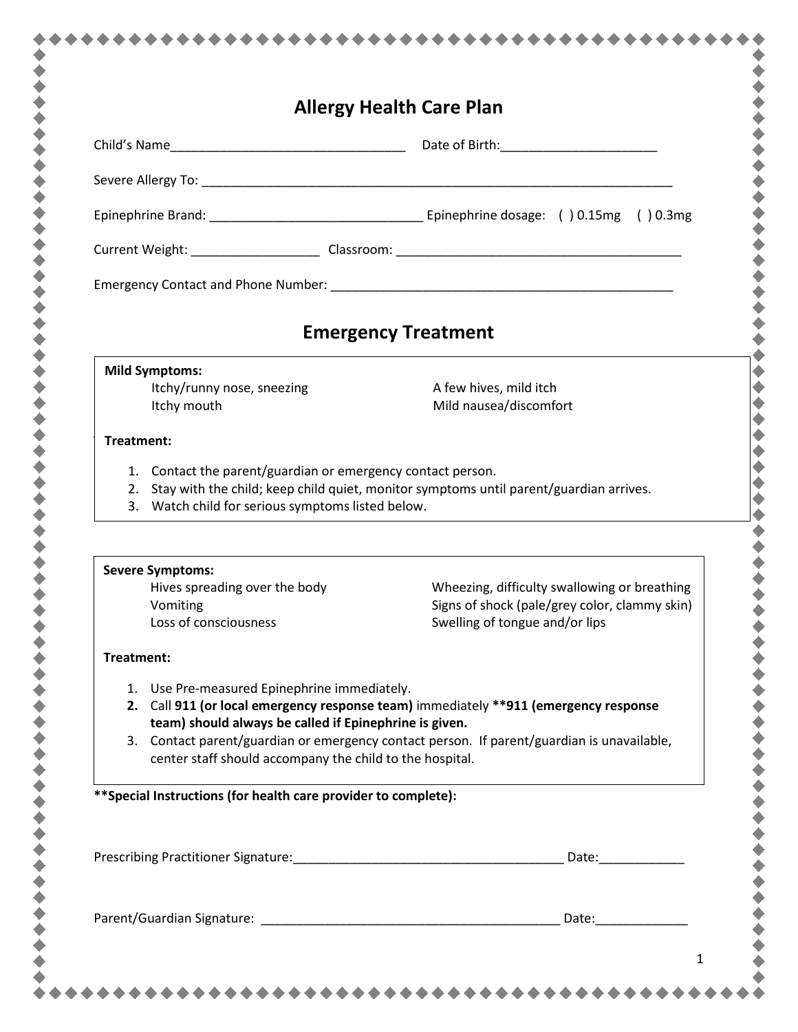# Allergy Health Care Plan

Child's Name_________________________________ Date of Birth:______________________

Severe Allergy To: ______________________________________________________________________

Epinephrine Brand: ______________________________ Epinephrine dosage: ( ) 0.15mg ( ) 0.3mg

Current Weight: __________________ Classroom: ________________________________________

Emergency Contact and Phone Number: __________________________________________________

## Emergency Treatment

**Mild Symptoms:**

Itchy/runny nose, sneezing
Itchy mouth
A few hives, mild itch
Mild nausea/discomfort

**Treatment:**

1. Contact the parent/guardian or emergency contact person.
2. Stay with the child; keep child quiet, monitor symptoms until parent/guardian arrives.
3. Watch child for serious symptoms listed below.

**Severe Symptoms:**

Hives spreading over the body
Vomiting
Loss of consciousness
Wheezing, difficulty swallowing or breathing
Signs of shock (pale/grey color, clammy skin)
Swelling of tongue and/or lips

**Treatment:**

1. Use Pre-measured Epinephrine immediately.
2. Call **911 (or local emergency response team)** immediately **\*\*911 (emergency response team) should always be called if Epinephrine is given.**
3. Contact parent/guardian or emergency contact person. If parent/guardian is unavailable, center staff should accompany the child to the hospital.

**\*\*Special Instructions (for health care provider to complete):**

Prescribing Practitioner Signature:______________________________________ Date:____________

Parent/Guardian Signature: __________________________________________ Date:_____________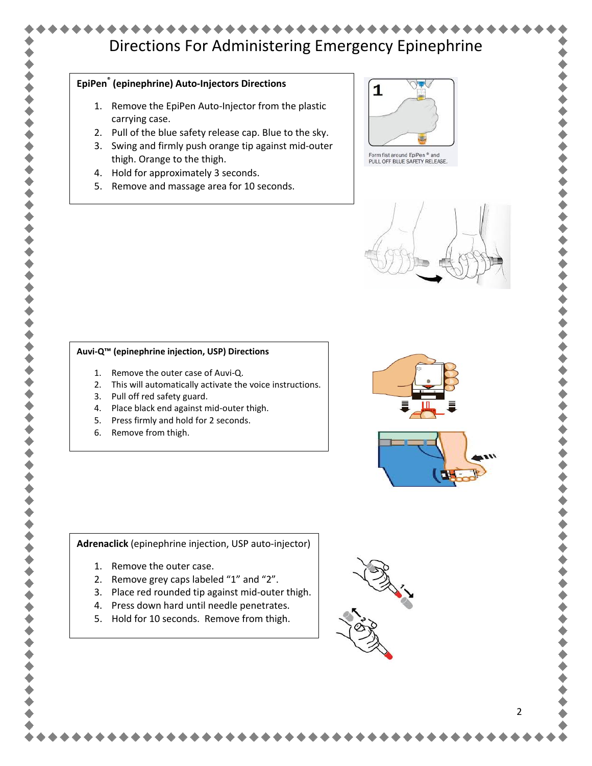# Directions For Administering Emergency Epinephrine

**EpiPen® (epinephrine) Auto-Injectors Directions**

1. Remove the EpiPen Auto-Injector from the plastic carrying case.
2. Pull of the blue safety release cap. Blue to the sky.
3. Swing and firmly push orange tip against mid-outer thigh. Orange to the thigh.
4. Hold for approximately 3 seconds.
5. Remove and massage area for 10 seconds.

**Auvi-Q™ (epinephrine injection, USP) Directions**

1. Remove the outer case of Auvi-Q.
2. This will automatically activate the voice instructions.
3. Pull off red safety guard.
4. Place black end against mid-outer thigh.
5. Press firmly and hold for 2 seconds.
6. Remove from thigh.

**Adrenaclick** (epinephrine injection, USP auto-injector)

1. Remove the outer case.
2. Remove grey caps labeled "1" and "2".
3. Place red rounded tip against mid-outer thigh.
4. Press down hard until needle penetrates.
5. Hold for 10 seconds. Remove from thigh.